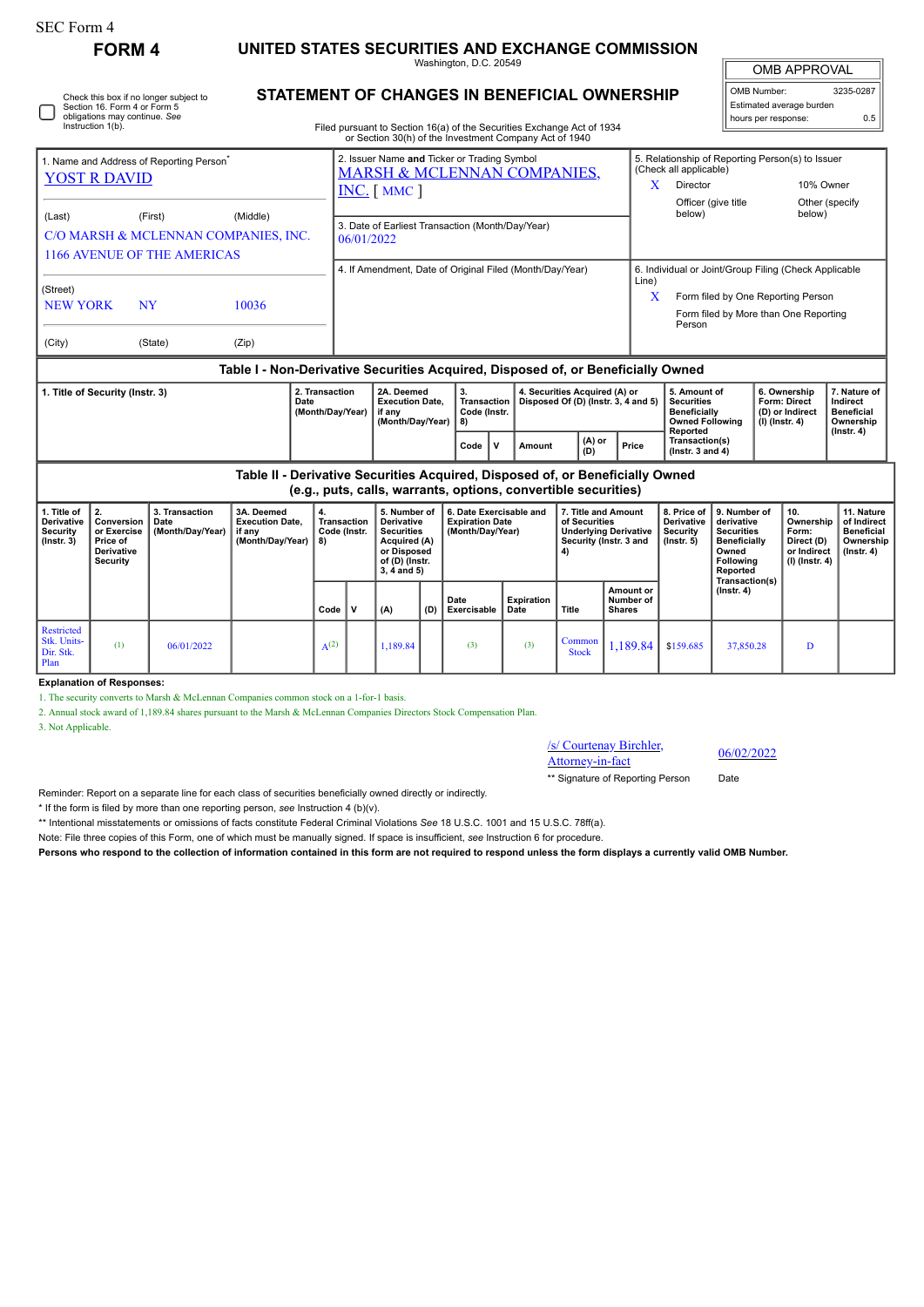SEC Form 4

# FORM 4

# UNITED STATES SECURITIES AND EXCHANGE COMMISSION

Washington, D.C. 20549

## STATEMENT OF CHANGES IN BENEFICIAL OWNERSHIP

Filed pursuant to Section 16(a) of the Securities Exchange Act of 1934 or Section 30(h) of the Investment Company Act of 1940

| OMB APPROVAL | |
|---|---|
| OMB Number: | 3235-0287 |
| Estimated average burden | |
| hours per response: | 0.5 |

☐ Check this box if no longer subject to Section 16. Form 4 or Form 5 obligations may continue. *See* Instruction 1(b).

1. Name and Address of Reporting Person*
YOST R DAVID

(Last) (First) (Middle)
C/O MARSH & MCLENNAN COMPANIES, INC.
1166 AVENUE OF THE AMERICAS

(Street)
NEW YORK NY 10036

(City) (State) (Zip)

2. Issuer Name **and** Ticker or Trading Symbol
MARSH & MCLENNAN COMPANIES, INC. [ MMC ]

3. Date of Earliest Transaction (Month/Day/Year)
06/01/2022

4. If Amendment, Date of Original Filed (Month/Day/Year)

5. Relationship of Reporting Person(s) to Issuer (Check all applicable)
X Director
10% Owner
Officer (give title below)
Other (specify below)

6. Individual or Joint/Group Filing (Check Applicable Line)
X Form filed by One Reporting Person
Form filed by More than One Reporting Person

### Table I - Non-Derivative Securities Acquired, Disposed of, or Beneficially Owned

| 1. Title of Security (Instr. 3) | 2. Transaction Date (Month/Day/Year) | 2A. Deemed Execution Date, if any (Month/Day/Year) | 3. Transaction Code (Instr. 8) | | 4. Securities Acquired (A) or Disposed Of (D) (Instr. 3, 4 and 5) | | | 5. Amount of Securities Beneficially Owned Following Reported Transaction(s) (Instr. 3 and 4) | 6. Ownership Form: Direct (D) or Indirect (I) (Instr. 4) | 7. Nature of Indirect Beneficial Ownership (Instr. 4) |
|---|---|---|---|---|---|---|---|---|---|---|
| | | | Code | V | Amount | (A) or (D) | Price | | | |

### Table II - Derivative Securities Acquired, Disposed of, or Beneficially Owned (e.g., puts, calls, warrants, options, convertible securities)

| 1. Title of Derivative Security (Instr. 3) | 2. Conversion or Exercise Price of Derivative Security | 3. Transaction Date (Month/Day/Year) | 3A. Deemed Execution Date, if any (Month/Day/Year) | 4. Transaction Code (Instr. 8) | | 5. Number of Derivative Securities Acquired (A) or Disposed of (D) (Instr. 3, 4 and 5) | | 6. Date Exercisable and Expiration Date (Month/Day/Year) | | 7. Title and Amount of Securities Underlying Derivative Security (Instr. 3 and 4) | | 8. Price of Derivative Security (Instr. 5) | 9. Number of derivative Securities Beneficially Owned Following Reported Transaction(s) (Instr. 4) | 10. Ownership Form: Direct (D) or Indirect (I) (Instr. 4) | 11. Nature of Indirect Beneficial Ownership (Instr. 4) |
|---|---|---|---|---|---|---|---|---|---|---|---|---|---|---|---|
| | | | | Code | V | (A) | (D) | Date Exercisable | Expiration Date | Title | Amount or Number of Shares | | | | |
| Restricted Stk. Units-Dir. Stk. Plan | (1) | 06/01/2022 | | A(2) | | 1,189.84 | | (3) | (3) | Common Stock | 1,189.84 | $159.685 | 37,850.28 | D | |

**Explanation of Responses:**

1. The security converts to Marsh & McLennan Companies common stock on a 1-for-1 basis.
2. Annual stock award of 1,189.84 shares pursuant to the Marsh & McLennan Companies Directors Stock Compensation Plan.
3. Not Applicable.

/s/ Courtenay Birchler, Attorney-in-fact — 06/02/2022

** Signature of Reporting Person — Date

Reminder: Report on a separate line for each class of securities beneficially owned directly or indirectly.

\* If the form is filed by more than one reporting person, *see* Instruction 4 (b)(v).

** Intentional misstatements or omissions of facts constitute Federal Criminal Violations *See* 18 U.S.C. 1001 and 15 U.S.C. 78ff(a).

Note: File three copies of this Form, one of which must be manually signed. If space is insufficient, *see* Instruction 6 for procedure.

**Persons who respond to the collection of information contained in this form are not required to respond unless the form displays a currently valid OMB Number.**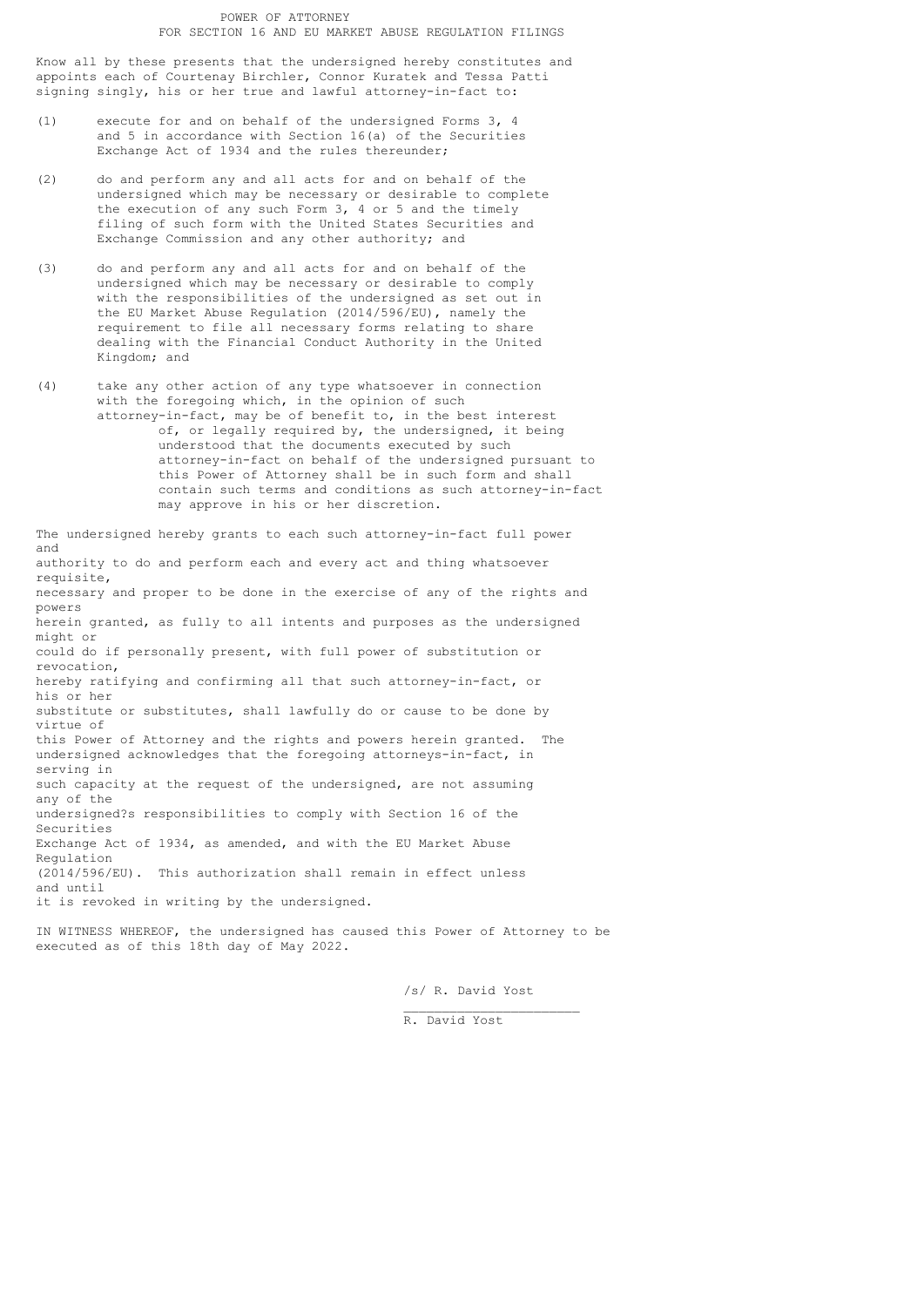# POWER OF ATTORNEY
## FOR SECTION 16 AND EU MARKET ABUSE REGULATION FILINGS

Know all by these presents that the undersigned hereby constitutes and appoints each of Courtenay Birchler, Connor Kuratek and Tessa Patti signing singly, his or her true and lawful attorney-in-fact to:

(1) execute for and on behalf of the undersigned Forms 3, 4 and 5 in accordance with Section 16(a) of the Securities Exchange Act of 1934 and the rules thereunder;

(2) do and perform any and all acts for and on behalf of the undersigned which may be necessary or desirable to complete the execution of any such Form 3, 4 or 5 and the timely filing of such form with the United States Securities and Exchange Commission and any other authority; and

(3) do and perform any and all acts for and on behalf of the undersigned which may be necessary or desirable to comply with the responsibilities of the undersigned as set out in the EU Market Abuse Regulation (2014/596/EU), namely the requirement to file all necessary forms relating to share dealing with the Financial Conduct Authority in the United Kingdom; and

(4) take any other action of any type whatsoever in connection with the foregoing which, in the opinion of such attorney-in-fact, may be of benefit to, in the best interest of, or legally required by, the undersigned, it being understood that the documents executed by such attorney-in-fact on behalf of the undersigned pursuant to this Power of Attorney shall be in such form and shall contain such terms and conditions as such attorney-in-fact may approve in his or her discretion.

The undersigned hereby grants to each such attorney-in-fact full power and authority to do and perform each and every act and thing whatsoever requisite, necessary and proper to be done in the exercise of any of the rights and powers herein granted, as fully to all intents and purposes as the undersigned might or could do if personally present, with full power of substitution or revocation, hereby ratifying and confirming all that such attorney-in-fact, or his or her substitute or substitutes, shall lawfully do or cause to be done by virtue of this Power of Attorney and the rights and powers herein granted. The undersigned acknowledges that the foregoing attorneys-in-fact, in serving in such capacity at the request of the undersigned, are not assuming any of the undersigned?s responsibilities to comply with Section 16 of the Securities Exchange Act of 1934, as amended, and with the EU Market Abuse Regulation (2014/596/EU). This authorization shall remain in effect unless and until it is revoked in writing by the undersigned.

IN WITNESS WHEREOF, the undersigned has caused this Power of Attorney to be executed as of this 18th day of May 2022.

/s/ R. David Yost

______________________

R. David Yost